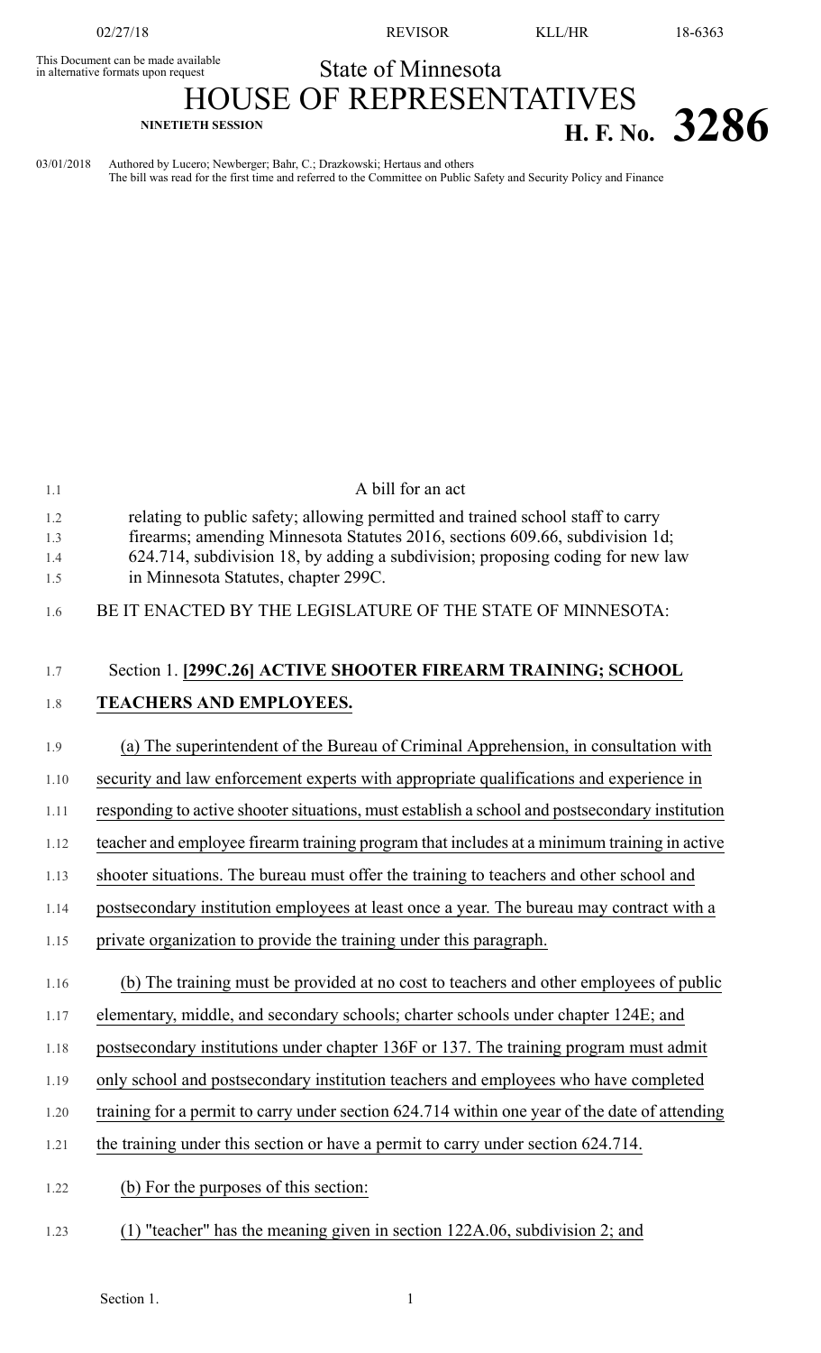This Document can be made available in alternative formats upon request

State of Minnesota

# HOUSE OF REPRESENTATIVES

NINETIETH SESSION

**H. F. No. 3286**

03/01/2018 Authored by Lucero; Newberger; Bahr, C.; Drazkowski; Hertaus and others
The bill was read for the first time and referred to the Committee on Public Safety and Security Policy and Finance

A bill for an act

relating to public safety; allowing permitted and trained school staff to carry firearms; amending Minnesota Statutes 2016, sections 609.66, subdivision 1d; 624.714, subdivision 18, by adding a subdivision; proposing coding for new law in Minnesota Statutes, chapter 299C.

BE IT ENACTED BY THE LEGISLATURE OF THE STATE OF MINNESOTA:

Section 1. **[299C.26] ACTIVE SHOOTER FIREARM TRAINING; SCHOOL TEACHERS AND EMPLOYEES.**

(a) The superintendent of the Bureau of Criminal Apprehension, in consultation with security and law enforcement experts with appropriate qualifications and experience in responding to active shooter situations, must establish a school and postsecondary institution teacher and employee firearm training program that includes at a minimum training in active shooter situations. The bureau must offer the training to teachers and other school and postsecondary institution employees at least once a year. The bureau may contract with a private organization to provide the training under this paragraph.

(b) The training must be provided at no cost to teachers and other employees of public elementary, middle, and secondary schools; charter schools under chapter 124E; and postsecondary institutions under chapter 136F or 137. The training program must admit only school and postsecondary institution teachers and employees who have completed training for a permit to carry under section 624.714 within one year of the date of attending the training under this section or have a permit to carry under section 624.714.

(b) For the purposes of this section:

(1) "teacher" has the meaning given in section 122A.06, subdivision 2; and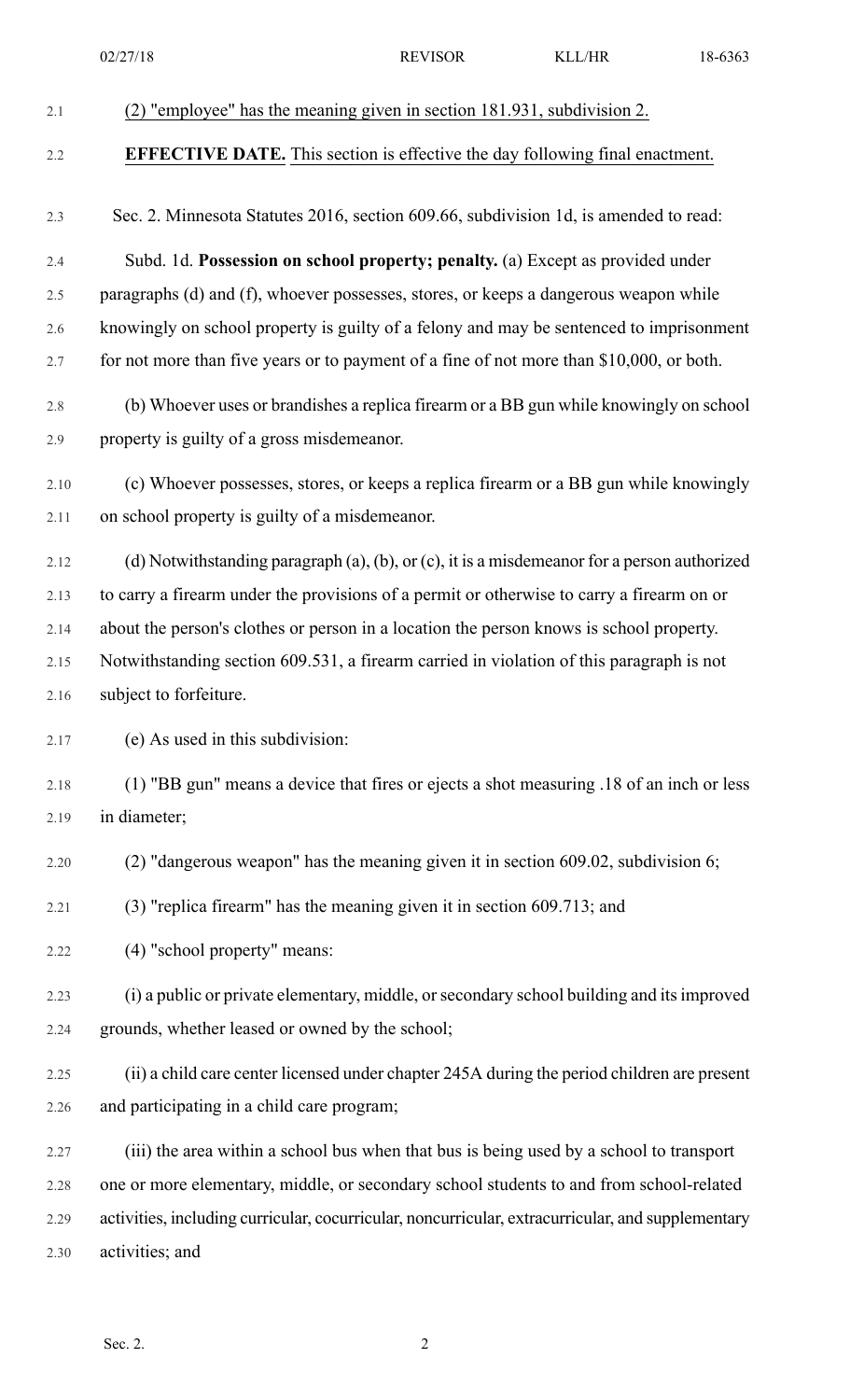(2) "employee" has the meaning given in section 181.931, subdivision 2.

**EFFECTIVE DATE.** This section is effective the day following final enactment.

Sec. 2. Minnesota Statutes 2016, section 609.66, subdivision 1d, is amended to read:

Subd. 1d. **Possession on school property; penalty.** (a) Except as provided under paragraphs (d) and (f), whoever possesses, stores, or keeps a dangerous weapon while knowingly on school property is guilty of a felony and may be sentenced to imprisonment for not more than five years or to payment of a fine of not more than $10,000, or both.

(b) Whoever uses or brandishes a replica firearm or a BB gun while knowingly on school property is guilty of a gross misdemeanor.

(c) Whoever possesses, stores, or keeps a replica firearm or a BB gun while knowingly on school property is guilty of a misdemeanor.

(d) Notwithstanding paragraph (a), (b), or (c), it is a misdemeanor for a person authorized to carry a firearm under the provisions of a permit or otherwise to carry a firearm on or about the person's clothes or person in a location the person knows is school property. Notwithstanding section 609.531, a firearm carried in violation of this paragraph is not subject to forfeiture.

(e) As used in this subdivision:

(1) "BB gun" means a device that fires or ejects a shot measuring .18 of an inch or less in diameter;

(2) "dangerous weapon" has the meaning given it in section 609.02, subdivision 6;

(3) "replica firearm" has the meaning given it in section 609.713; and

(4) "school property" means:

(i) a public or private elementary, middle, or secondary school building and its improved grounds, whether leased or owned by the school;

(ii) a child care center licensed under chapter 245A during the period children are present and participating in a child care program;

(iii) the area within a school bus when that bus is being used by a school to transport one or more elementary, middle, or secondary school students to and from school-related activities, including curricular, cocurricular, noncurricular, extracurricular, and supplementary activities; and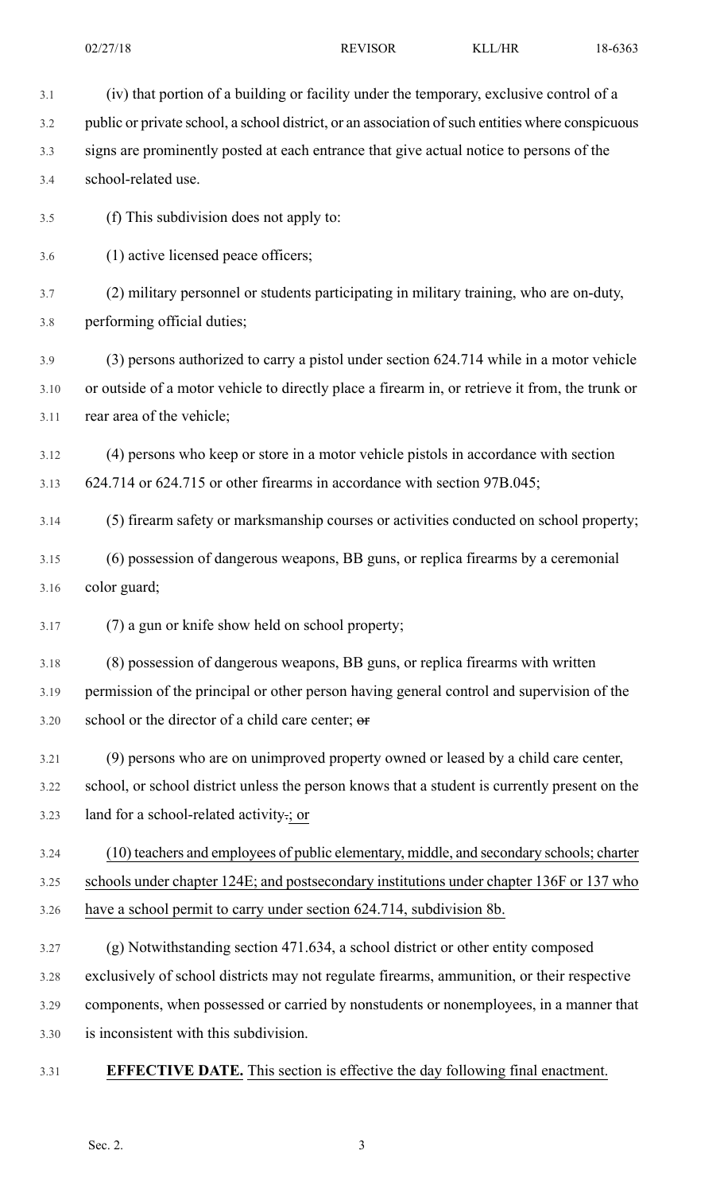(iv) that portion of a building or facility under the temporary, exclusive control of a public or private school, a school district, or an association of such entities where conspicuous signs are prominently posted at each entrance that give actual notice to persons of the school-related use.

(f) This subdivision does not apply to:

(1) active licensed peace officers;

(2) military personnel or students participating in military training, who are on-duty, performing official duties;

(3) persons authorized to carry a pistol under section 624.714 while in a motor vehicle or outside of a motor vehicle to directly place a firearm in, or retrieve it from, the trunk or rear area of the vehicle;

(4) persons who keep or store in a motor vehicle pistols in accordance with section 624.714 or 624.715 or other firearms in accordance with section 97B.045;

(5) firearm safety or marksmanship courses or activities conducted on school property;

(6) possession of dangerous weapons, BB guns, or replica firearms by a ceremonial color guard;

(7) a gun or knife show held on school property;

(8) possession of dangerous weapons, BB guns, or replica firearms with written permission of the principal or other person having general control and supervision of the school or the director of a child care center; ~~or~~

(9) persons who are on unimproved property owned or leased by a child care center, school, or school district unless the person knows that a student is currently present on the land for a school-related activity~~.~~; or

(10) teachers and employees of public elementary, middle, and secondary schools; charter schools under chapter 124E; and postsecondary institutions under chapter 136F or 137 who have a school permit to carry under section 624.714, subdivision 8b.

(g) Notwithstanding section 471.634, a school district or other entity composed exclusively of school districts may not regulate firearms, ammunition, or their respective components, when possessed or carried by nonstudents or nonemployees, in a manner that is inconsistent with this subdivision.

**EFFECTIVE DATE.** This section is effective the day following final enactment.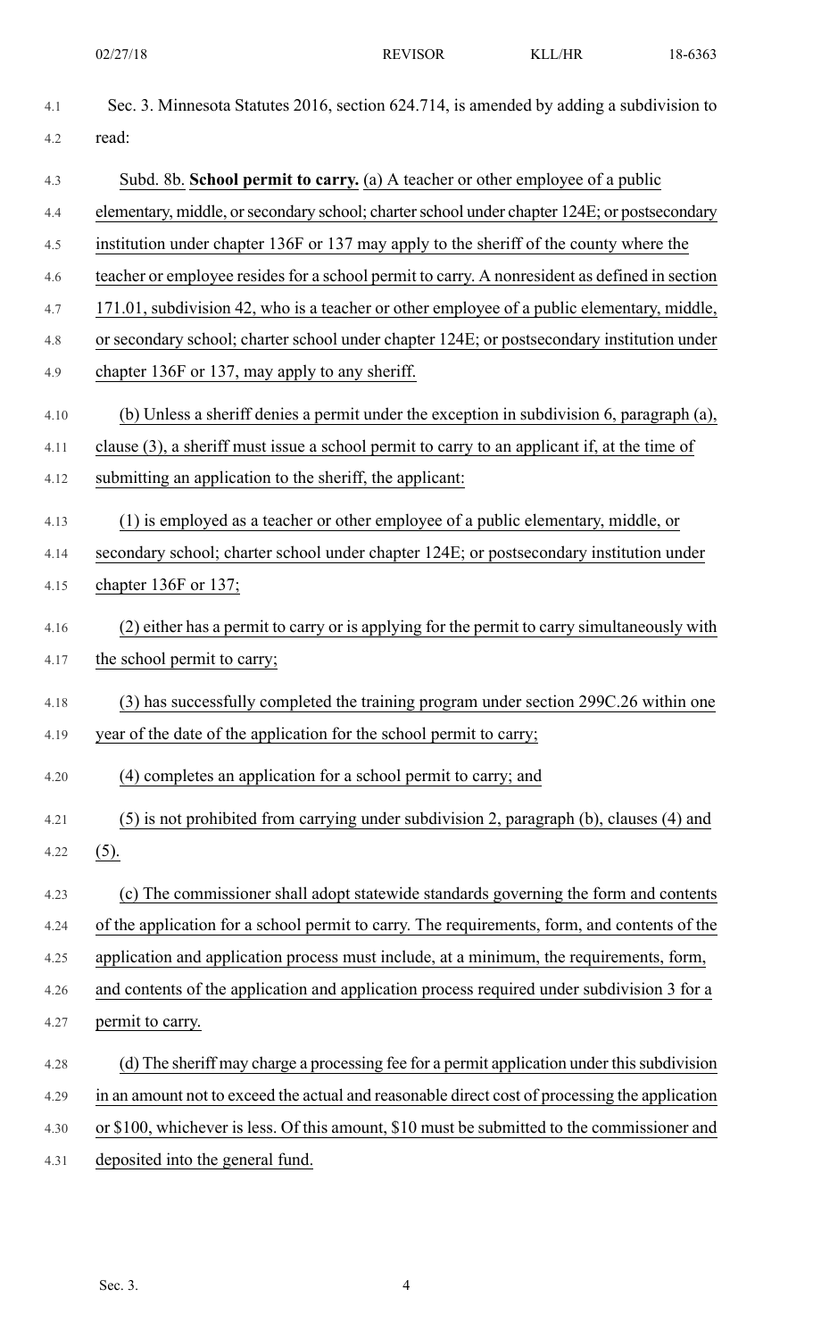Sec. 3. Minnesota Statutes 2016, section 624.714, is amended by adding a subdivision to read:

Subd. 8b. **School permit to carry.** (a) A teacher or other employee of a public elementary, middle, or secondary school; charter school under chapter 124E; or postsecondary institution under chapter 136F or 137 may apply to the sheriff of the county where the teacher or employee resides for a school permit to carry. A nonresident as defined in section 171.01, subdivision 42, who is a teacher or other employee of a public elementary, middle, or secondary school; charter school under chapter 124E; or postsecondary institution under chapter 136F or 137, may apply to any sheriff.

(b) Unless a sheriff denies a permit under the exception in subdivision 6, paragraph (a), clause (3), a sheriff must issue a school permit to carry to an applicant if, at the time of submitting an application to the sheriff, the applicant:

(1) is employed as a teacher or other employee of a public elementary, middle, or secondary school; charter school under chapter 124E; or postsecondary institution under chapter 136F or 137;

(2) either has a permit to carry or is applying for the permit to carry simultaneously with the school permit to carry;

(3) has successfully completed the training program under section 299C.26 within one year of the date of the application for the school permit to carry;

(4) completes an application for a school permit to carry; and

(5) is not prohibited from carrying under subdivision 2, paragraph (b), clauses (4) and (5).

(c) The commissioner shall adopt statewide standards governing the form and contents of the application for a school permit to carry. The requirements, form, and contents of the application and application process must include, at a minimum, the requirements, form, and contents of the application and application process required under subdivision 3 for a permit to carry.

(d) The sheriff may charge a processing fee for a permit application under this subdivision in an amount not to exceed the actual and reasonable direct cost of processing the application or $100, whichever is less. Of this amount, $10 must be submitted to the commissioner and deposited into the general fund.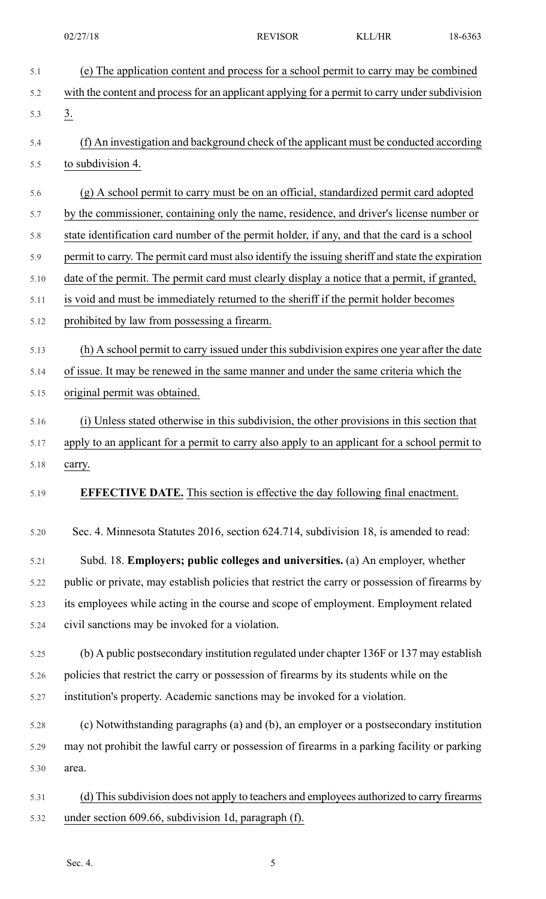(e) The application content and process for a school permit to carry may be combined with the content and process for an applicant applying for a permit to carry under subdivision 3.

(f) An investigation and background check of the applicant must be conducted according to subdivision 4.

(g) A school permit to carry must be on an official, standardized permit card adopted by the commissioner, containing only the name, residence, and driver's license number or state identification card number of the permit holder, if any, and that the card is a school permit to carry. The permit card must also identify the issuing sheriff and state the expiration date of the permit. The permit card must clearly display a notice that a permit, if granted, is void and must be immediately returned to the sheriff if the permit holder becomes prohibited by law from possessing a firearm.

(h) A school permit to carry issued under this subdivision expires one year after the date of issue. It may be renewed in the same manner and under the same criteria which the original permit was obtained.

(i) Unless stated otherwise in this subdivision, the other provisions in this section that apply to an applicant for a permit to carry also apply to an applicant for a school permit to carry.

**EFFECTIVE DATE.** This section is effective the day following final enactment.

Sec. 4. Minnesota Statutes 2016, section 624.714, subdivision 18, is amended to read:

Subd. 18. **Employers; public colleges and universities.** (a) An employer, whether public or private, may establish policies that restrict the carry or possession of firearms by its employees while acting in the course and scope of employment. Employment related civil sanctions may be invoked for a violation.

(b) A public postsecondary institution regulated under chapter 136F or 137 may establish policies that restrict the carry or possession of firearms by its students while on the institution's property. Academic sanctions may be invoked for a violation.

(c) Notwithstanding paragraphs (a) and (b), an employer or a postsecondary institution may not prohibit the lawful carry or possession of firearms in a parking facility or parking area.

(d) This subdivision does not apply to teachers and employees authorized to carry firearms under section 609.66, subdivision 1d, paragraph (f).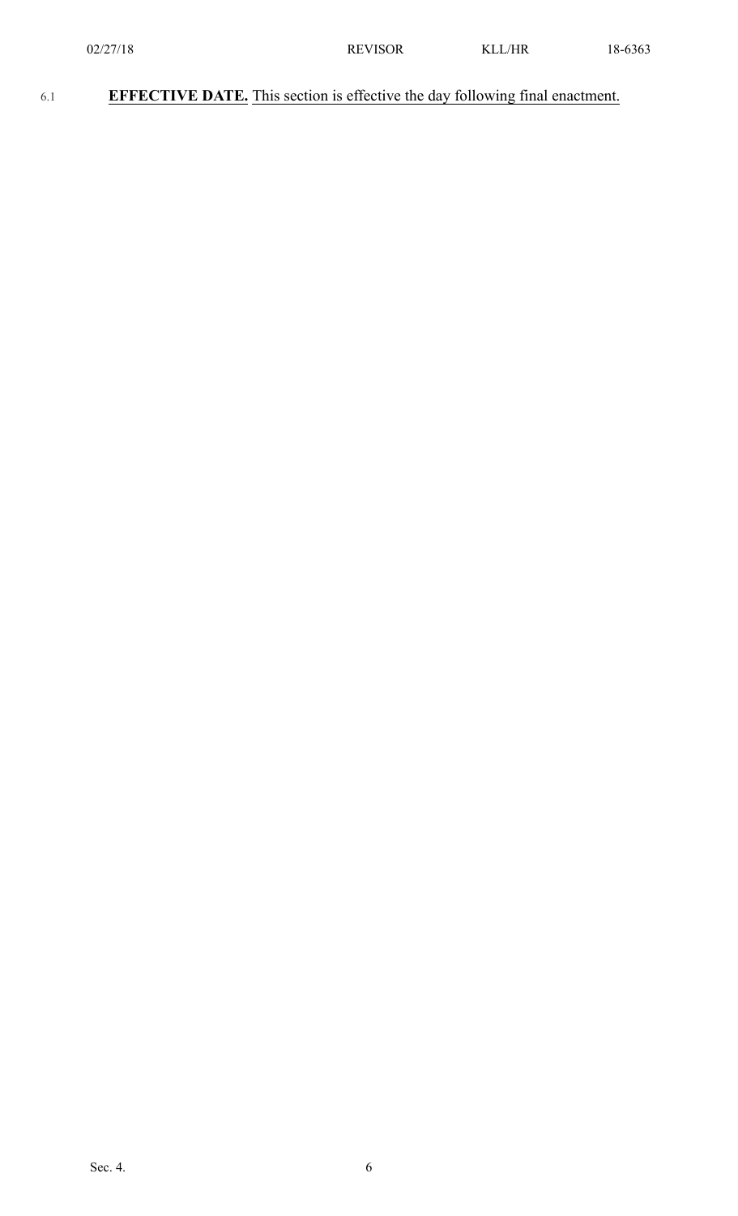**EFFECTIVE DATE.** This section is effective the day following final enactment.